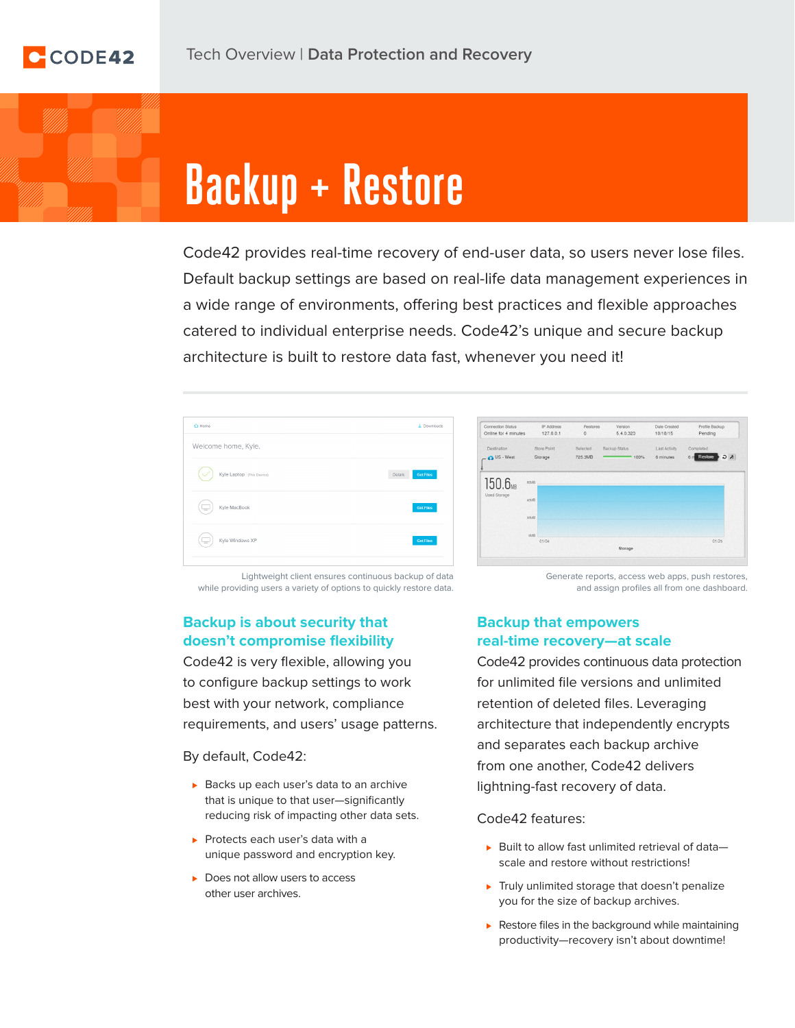# Backup + Restore

Code42 provides real-time recovery of end-user data, so users never lose files. Default backup settings are based on real-life data management experiences in a wide range of environments, offering best practices and flexible approaches catered to individual enterprise needs. Code42's unique and secure backup architecture is built to restore data fast, whenever you need it!

Lightweight client ensures continuous backup of data while providing users a variety of options to quickly restore data.

Generate reports, access web apps, push restores, and assign profiles all from one dashboard.

## Backup is about security that doesn't compromise flexibility

Code42 is very flexible, allowing you to configure backup settings to work best with your network, compliance requirements, and users' usage patterns.

By default, Code42:

- Backs up each user's data to an archive that is unique to that user—significantly reducing risk of impacting other data sets.
- Protects each user's data with a unique password and encryption key.
- Does not allow users to access other user archives.

## Backup that empowers real-time recovery—at scale

Code42 provides continuous data protection for unlimited file versions and unlimited retention of deleted files. Leveraging architecture that independently encrypts and separates each backup archive from one another, Code42 delivers lightning-fast recovery of data.

Code42 features:

- Built to allow fast unlimited retrieval of data—scale and restore without restrictions!
- Truly unlimited storage that doesn't penalize you for the size of backup archives.
- Restore files in the background while maintaining productivity—recovery isn't about downtime!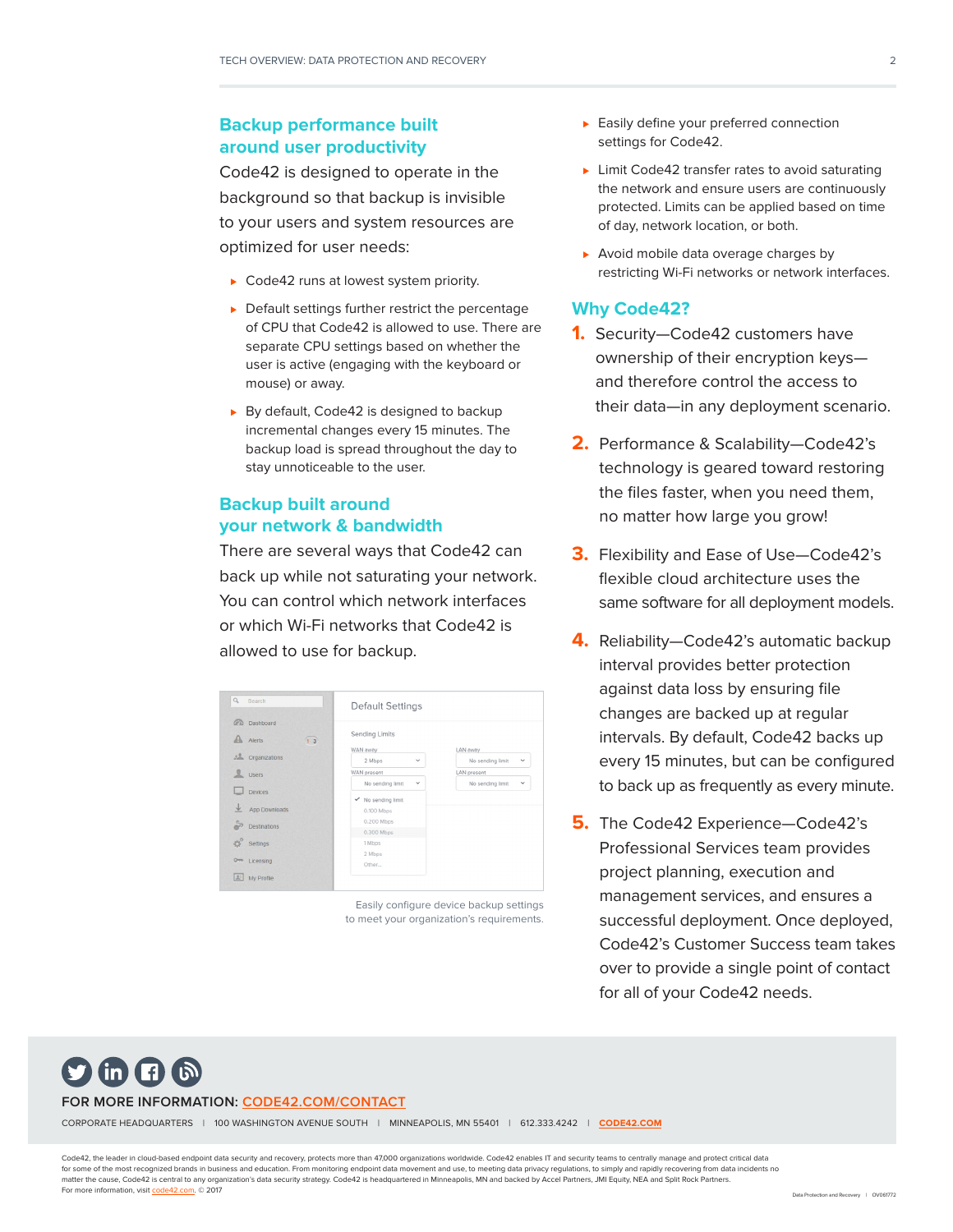## Backup performance built around user productivity

Code42 is designed to operate in the background so that backup is invisible to your users and system resources are optimized for user needs:

- Code42 runs at lowest system priority.
- Default settings further restrict the percentage of CPU that Code42 is allowed to use. There are separate CPU settings based on whether the user is active (engaging with the keyboard or mouse) or away.
- By default, Code42 is designed to backup incremental changes every 15 minutes. The backup load is spread throughout the day to stay unnoticeable to the user.

## Backup built around your network & bandwidth

There are several ways that Code42 can back up while not saturating your network. You can control which network interfaces or which Wi-Fi networks that Code42 is allowed to use for backup.

Easily configure device backup settings to meet your organization's requirements.

- Easily define your preferred connection settings for Code42.
- Limit Code42 transfer rates to avoid saturating the network and ensure users are continuously protected. Limits can be applied based on time of day, network location, or both.
- Avoid mobile data overage charges by restricting Wi-Fi networks or network interfaces.

## Why Code42?

1. Security—Code42 customers have ownership of their encryption keys—and therefore control the access to their data—in any deployment scenario.
2. Performance & Scalability—Code42's technology is geared toward restoring the files faster, when you need them, no matter how large you grow!
3. Flexibility and Ease of Use—Code42's flexible cloud architecture uses the same software for all deployment models.
4. Reliability—Code42's automatic backup interval provides better protection against data loss by ensuring file changes are backed up at regular intervals. By default, Code42 backs up every 15 minutes, but can be configured to back up as frequently as every minute.
5. The Code42 Experience—Code42's Professional Services team provides project planning, execution and management services, and ensures a successful deployment. Once deployed, Code42's Customer Success team takes over to provide a single point of contact for all of your Code42 needs.

**FOR MORE INFORMATION: CODE42.COM/CONTACT**

CORPORATE HEADQUARTERS | 100 WASHINGTON AVENUE SOUTH | MINNEAPOLIS, MN 55401 | 612.333.4242 | CODE42.COM

Code42, the leader in cloud-based endpoint data security and recovery, protects more than 47,000 organizations worldwide. Code42 enables IT and security teams to centrally manage and protect critical data for some of the most recognized brands in business and education. From monitoring endpoint data movement and use, to meeting data privacy regulations, to simply and rapidly recovering from data incidents no matter the cause, Code42 is central to any organization's data security strategy. Code42 is headquartered in Minneapolis, MN and backed by Accel Partners, JMI Equity, NEA and Split Rock Partners. For more information, visit code42.com. © 2017

Data Protection and Recovery | OV061772